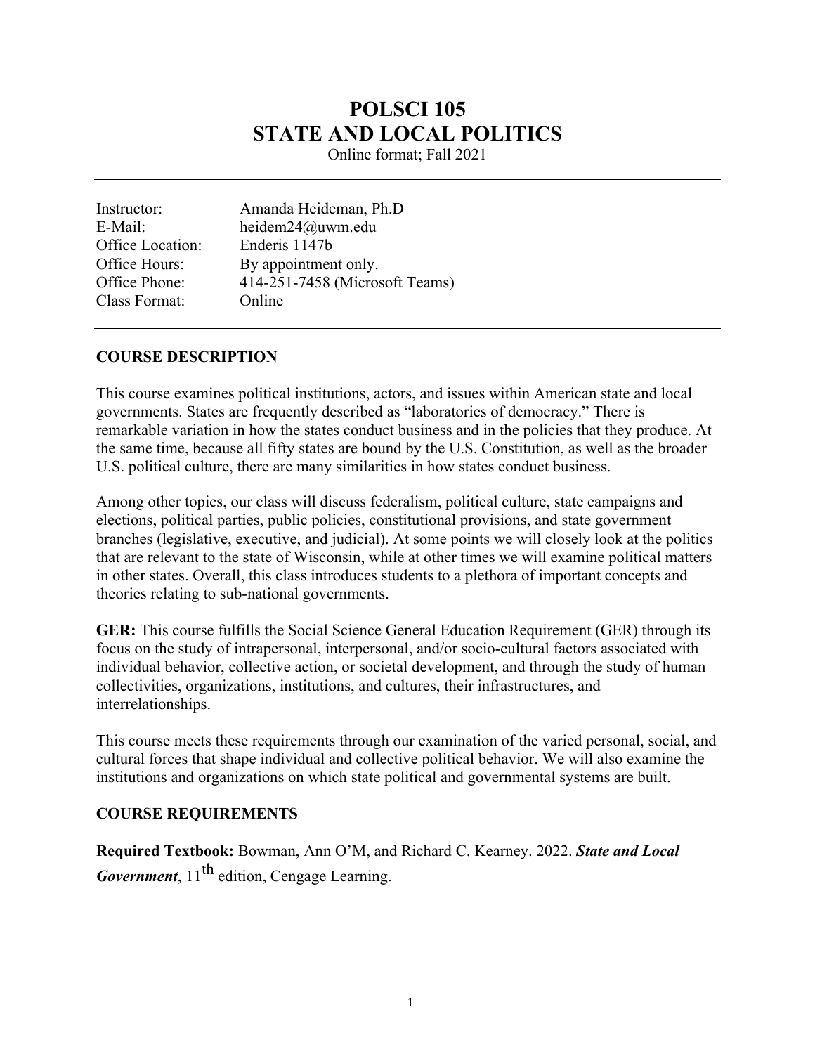# POLSCI 105
# STATE AND LOCAL POLITICS

Online format; Fall 2021

---

| | |
|---|---|
| Instructor: | Amanda Heideman, Ph.D |
| E-Mail: | heidem24@uwm.edu |
| Office Location: | Enderis 1147b |
| Office Hours: | By appointment only. |
| Office Phone: | 414-251-7458 (Microsoft Teams) |
| Class Format: | Online |

---

## COURSE DESCRIPTION

This course examines political institutions, actors, and issues within American state and local governments. States are frequently described as "laboratories of democracy." There is remarkable variation in how the states conduct business and in the policies that they produce. At the same time, because all fifty states are bound by the U.S. Constitution, as well as the broader U.S. political culture, there are many similarities in how states conduct business.

Among other topics, our class will discuss federalism, political culture, state campaigns and elections, political parties, public policies, constitutional provisions, and state government branches (legislative, executive, and judicial). At some points we will closely look at the politics that are relevant to the state of Wisconsin, while at other times we will examine political matters in other states. Overall, this class introduces students to a plethora of important concepts and theories relating to sub-national governments.

**GER:** This course fulfills the Social Science General Education Requirement (GER) through its focus on the study of intrapersonal, interpersonal, and/or socio-cultural factors associated with individual behavior, collective action, or societal development, and through the study of human collectivities, organizations, institutions, and cultures, their infrastructures, and interrelationships.

This course meets these requirements through our examination of the varied personal, social, and cultural forces that shape individual and collective political behavior. We will also examine the institutions and organizations on which state political and governmental systems are built.

## COURSE REQUIREMENTS

**Required Textbook:** Bowman, Ann O'M, and Richard C. Kearney. 2022. ***State and Local Government***, 11th edition, Cengage Learning.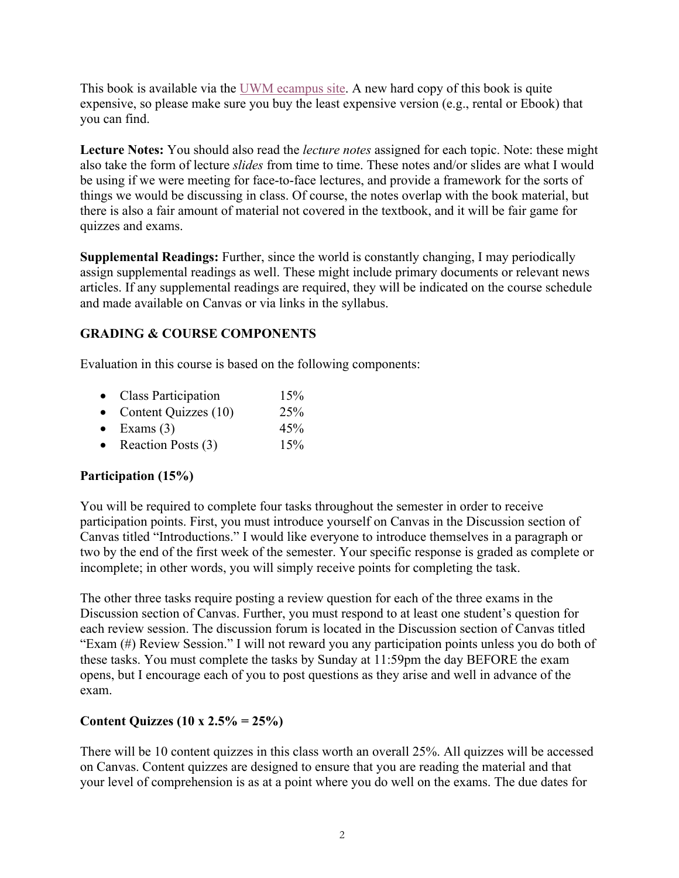This book is available via the UWM ecampus site. A new hard copy of this book is quite expensive, so please make sure you buy the least expensive version (e.g., rental or Ebook) that you can find.

**Lecture Notes:** You should also read the *lecture notes* assigned for each topic. Note: these might also take the form of lecture *slides* from time to time. These notes and/or slides are what I would be using if we were meeting for face-to-face lectures, and provide a framework for the sorts of things we would be discussing in class. Of course, the notes overlap with the book material, but there is also a fair amount of material not covered in the textbook, and it will be fair game for quizzes and exams.

**Supplemental Readings:** Further, since the world is constantly changing, I may periodically assign supplemental readings as well. These might include primary documents or relevant news articles. If any supplemental readings are required, they will be indicated on the course schedule and made available on Canvas or via links in the syllabus.

## GRADING & COURSE COMPONENTS

Evaluation in this course is based on the following components:

- Class Participation 15%
- Content Quizzes (10) 25%
- Exams (3) 45%
- Reaction Posts (3) 15%

### Participation (15%)

You will be required to complete four tasks throughout the semester in order to receive participation points. First, you must introduce yourself on Canvas in the Discussion section of Canvas titled "Introductions." I would like everyone to introduce themselves in a paragraph or two by the end of the first week of the semester. Your specific response is graded as complete or incomplete; in other words, you will simply receive points for completing the task.

The other three tasks require posting a review question for each of the three exams in the Discussion section of Canvas. Further, you must respond to at least one student's question for each review session. The discussion forum is located in the Discussion section of Canvas titled "Exam (#) Review Session." I will not reward you any participation points unless you do both of these tasks. You must complete the tasks by Sunday at 11:59pm the day BEFORE the exam opens, but I encourage each of you to post questions as they arise and well in advance of the exam.

### Content Quizzes (10 x 2.5% = 25%)

There will be 10 content quizzes in this class worth an overall 25%. All quizzes will be accessed on Canvas. Content quizzes are designed to ensure that you are reading the material and that your level of comprehension is as at a point where you do well on the exams. The due dates for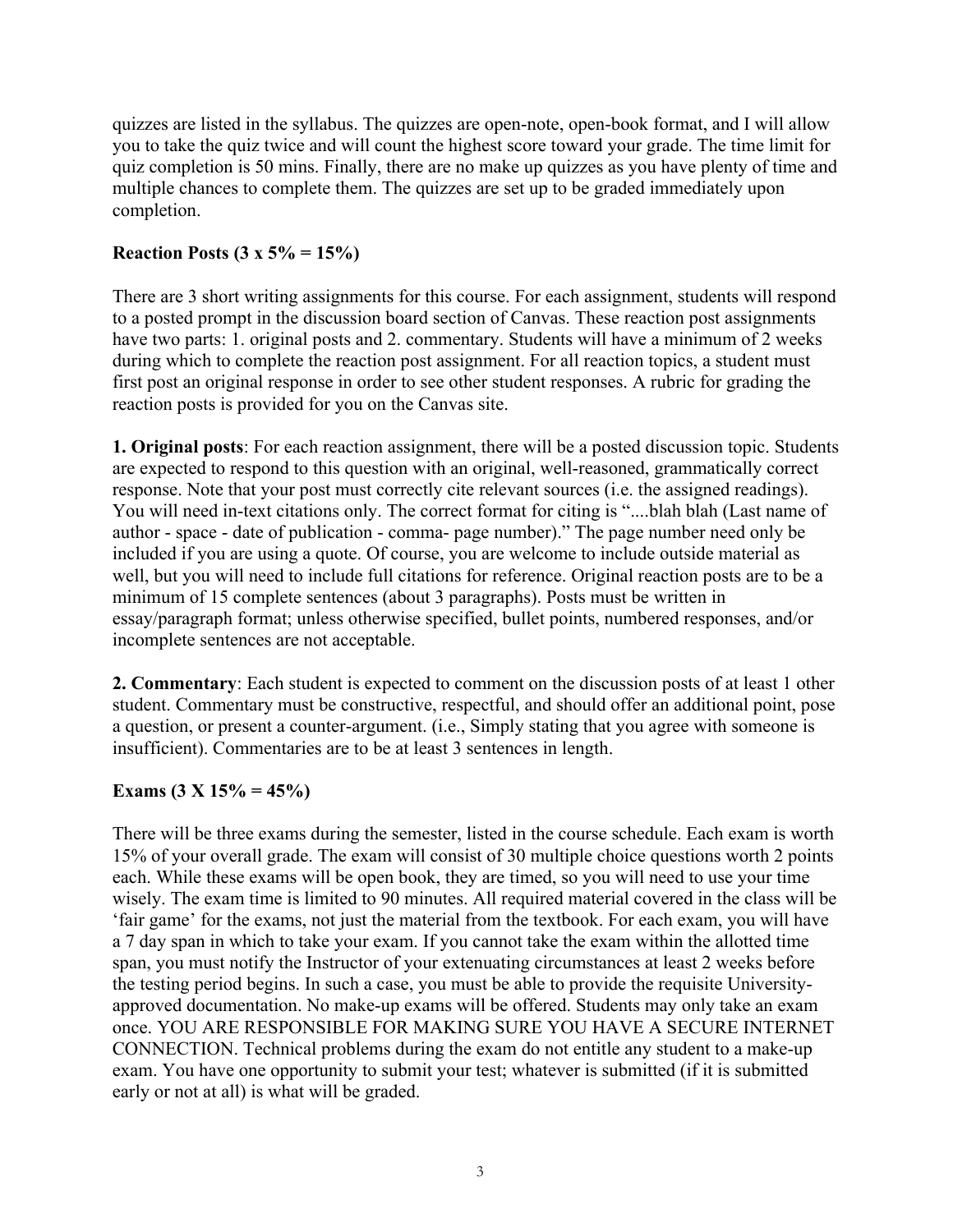quizzes are listed in the syllabus. The quizzes are open-note, open-book format, and I will allow you to take the quiz twice and will count the highest score toward your grade. The time limit for quiz completion is 50 mins. Finally, there are no make up quizzes as you have plenty of time and multiple chances to complete them. The quizzes are set up to be graded immediately upon completion.

**Reaction Posts (3 x 5% = 15%)**

There are 3 short writing assignments for this course. For each assignment, students will respond to a posted prompt in the discussion board section of Canvas. These reaction post assignments have two parts: 1. original posts and 2. commentary. Students will have a minimum of 2 weeks during which to complete the reaction post assignment. For all reaction topics, a student must first post an original response in order to see other student responses. A rubric for grading the reaction posts is provided for you on the Canvas site.

**1. Original posts**: For each reaction assignment, there will be a posted discussion topic. Students are expected to respond to this question with an original, well-reasoned, grammatically correct response. Note that your post must correctly cite relevant sources (i.e. the assigned readings). You will need in-text citations only. The correct format for citing is "....blah blah (Last name of author - space - date of publication - comma- page number)." The page number need only be included if you are using a quote. Of course, you are welcome to include outside material as well, but you will need to include full citations for reference. Original reaction posts are to be a minimum of 15 complete sentences (about 3 paragraphs). Posts must be written in essay/paragraph format; unless otherwise specified, bullet points, numbered responses, and/or incomplete sentences are not acceptable.

**2. Commentary**: Each student is expected to comment on the discussion posts of at least 1 other student. Commentary must be constructive, respectful, and should offer an additional point, pose a question, or present a counter-argument. (i.e., Simply stating that you agree with someone is insufficient). Commentaries are to be at least 3 sentences in length.

**Exams (3 X 15% = 45%)**

There will be three exams during the semester, listed in the course schedule. Each exam is worth 15% of your overall grade. The exam will consist of 30 multiple choice questions worth 2 points each. While these exams will be open book, they are timed, so you will need to use your time wisely. The exam time is limited to 90 minutes. All required material covered in the class will be 'fair game' for the exams, not just the material from the textbook. For each exam, you will have a 7 day span in which to take your exam. If you cannot take the exam within the allotted time span, you must notify the Instructor of your extenuating circumstances at least 2 weeks before the testing period begins. In such a case, you must be able to provide the requisite University-approved documentation. No make-up exams will be offered. Students may only take an exam once. YOU ARE RESPONSIBLE FOR MAKING SURE YOU HAVE A SECURE INTERNET CONNECTION. Technical problems during the exam do not entitle any student to a make-up exam. You have one opportunity to submit your test; whatever is submitted (if it is submitted early or not at all) is what will be graded.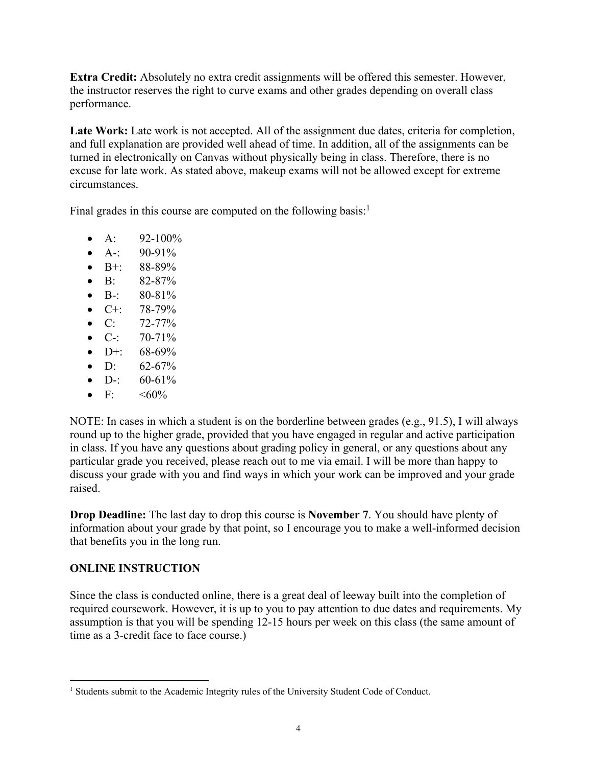**Extra Credit:** Absolutely no extra credit assignments will be offered this semester. However, the instructor reserves the right to curve exams and other grades depending on overall class performance.

**Late Work:** Late work is not accepted. All of the assignment due dates, criteria for completion, and full explanation are provided well ahead of time. In addition, all of the assignments can be turned in electronically on Canvas without physically being in class. Therefore, there is no excuse for late work. As stated above, makeup exams will not be allowed except for extreme circumstances.

Final grades in this course are computed on the following basis:[1]

- A: 92-100%
- A-: 90-91%
- B+: 88-89%
- B: 82-87%
- B-: 80-81%
- C+: 78-79%
- C: 72-77%
- C-: 70-71%
- D+: 68-69%
- D: 62-67%
- D-: 60-61%
- F: <60%

NOTE: In cases in which a student is on the borderline between grades (e.g., 91.5), I will always round up to the higher grade, provided that you have engaged in regular and active participation in class. If you have any questions about grading policy in general, or any questions about any particular grade you received, please reach out to me via email. I will be more than happy to discuss your grade with you and find ways in which your work can be improved and your grade raised.

**Drop Deadline:** The last day to drop this course is **November 7**. You should have plenty of information about your grade by that point, so I encourage you to make a well-informed decision that benefits you in the long run.

## ONLINE INSTRUCTION

Since the class is conducted online, there is a great deal of leeway built into the completion of required coursework. However, it is up to you to pay attention to due dates and requirements. My assumption is that you will be spending 12-15 hours per week on this class (the same amount of time as a 3-credit face to face course.)

[1] Students submit to the Academic Integrity rules of the University Student Code of Conduct.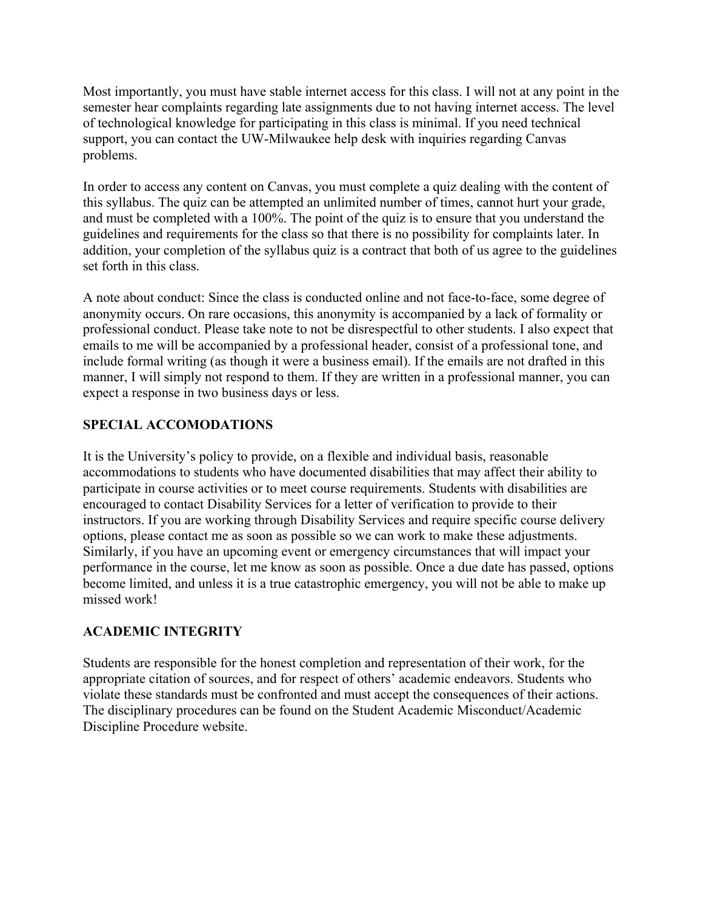Most importantly, you must have stable internet access for this class. I will not at any point in the semester hear complaints regarding late assignments due to not having internet access. The level of technological knowledge for participating in this class is minimal. If you need technical support, you can contact the UW-Milwaukee help desk with inquiries regarding Canvas problems.

In order to access any content on Canvas, you must complete a quiz dealing with the content of this syllabus. The quiz can be attempted an unlimited number of times, cannot hurt your grade, and must be completed with a 100%. The point of the quiz is to ensure that you understand the guidelines and requirements for the class so that there is no possibility for complaints later. In addition, your completion of the syllabus quiz is a contract that both of us agree to the guidelines set forth in this class.

A note about conduct: Since the class is conducted online and not face-to-face, some degree of anonymity occurs. On rare occasions, this anonymity is accompanied by a lack of formality or professional conduct. Please take note to not be disrespectful to other students. I also expect that emails to me will be accompanied by a professional header, consist of a professional tone, and include formal writing (as though it were a business email). If the emails are not drafted in this manner, I will simply not respond to them. If they are written in a professional manner, you can expect a response in two business days or less.

## SPECIAL ACCOMODATIONS

It is the University's policy to provide, on a flexible and individual basis, reasonable accommodations to students who have documented disabilities that may affect their ability to participate in course activities or to meet course requirements. Students with disabilities are encouraged to contact Disability Services for a letter of verification to provide to their instructors. If you are working through Disability Services and require specific course delivery options, please contact me as soon as possible so we can work to make these adjustments. Similarly, if you have an upcoming event or emergency circumstances that will impact your performance in the course, let me know as soon as possible. Once a due date has passed, options become limited, and unless it is a true catastrophic emergency, you will not be able to make up missed work!

## ACADEMIC INTEGRITY

Students are responsible for the honest completion and representation of their work, for the appropriate citation of sources, and for respect of others' academic endeavors. Students who violate these standards must be confronted and must accept the consequences of their actions. The disciplinary procedures can be found on the Student Academic Misconduct/Academic Discipline Procedure website.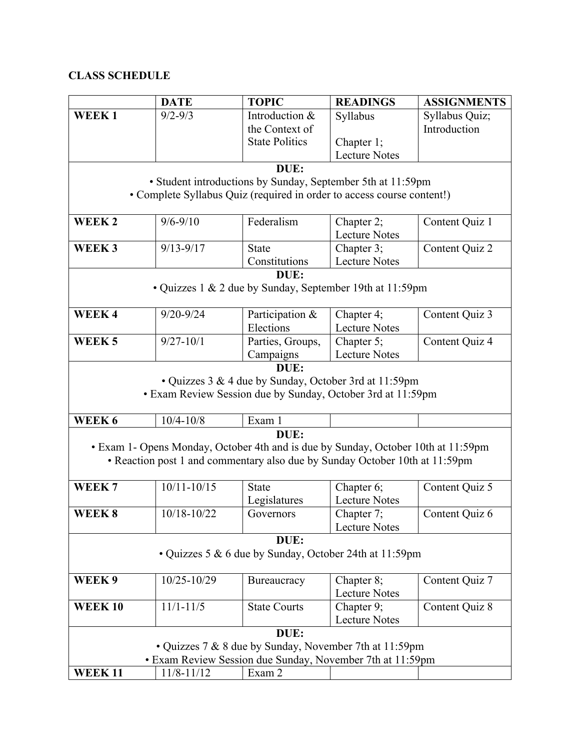**CLASS SCHEDULE**

| | DATE | TOPIC | READINGS | ASSIGNMENTS |
|---|---|---|---|---|
| **WEEK 1** | 9/2-9/3 | Introduction & the Context of State Politics | Syllabus<br><br>Chapter 1; Lecture Notes | Syllabus Quiz; Introduction |
| **DUE:**<br>• Student introductions by Sunday, September 5th at 11:59pm<br>• Complete Syllabus Quiz (required in order to access course content!) | | | | |
| **WEEK 2** | 9/6-9/10 | Federalism | Chapter 2; Lecture Notes | Content Quiz 1 |
| **WEEK 3** | 9/13-9/17 | State Constitutions | Chapter 3; Lecture Notes | Content Quiz 2 |
| **DUE:**<br>• Quizzes 1 & 2 due by Sunday, September 19th at 11:59pm | | | | |
| **WEEK 4** | 9/20-9/24 | Participation & Elections | Chapter 4; Lecture Notes | Content Quiz 3 |
| **WEEK 5** | 9/27-10/1 | Parties, Groups, Campaigns | Chapter 5; Lecture Notes | Content Quiz 4 |
| **DUE:**<br>• Quizzes 3 & 4 due by Sunday, October 3rd at 11:59pm<br>• Exam Review Session due by Sunday, October 3rd at 11:59pm | | | | |
| **WEEK 6** | 10/4-10/8 | Exam 1 | | |
| **DUE:**<br>• Exam 1- Opens Monday, October 4th and is due by Sunday, October 10th at 11:59pm<br>• Reaction post 1 and commentary also due by Sunday October 10th at 11:59pm | | | | |
| **WEEK 7** | 10/11-10/15 | State Legislatures | Chapter 6; Lecture Notes | Content Quiz 5 |
| **WEEK 8** | 10/18-10/22 | Governors | Chapter 7; Lecture Notes | Content Quiz 6 |
| **DUE:**<br>• Quizzes 5 & 6 due by Sunday, October 24th at 11:59pm | | | | |
| **WEEK 9** | 10/25-10/29 | Bureaucracy | Chapter 8; Lecture Notes | Content Quiz 7 |
| **WEEK 10** | 11/1-11/5 | State Courts | Chapter 9; Lecture Notes | Content Quiz 8 |
| **DUE:**<br>• Quizzes 7 & 8 due by Sunday, November 7th at 11:59pm<br>• Exam Review Session due Sunday, November 7th at 11:59pm | | | | |
| **WEEK 11** | 11/8-11/12 | Exam 2 | | |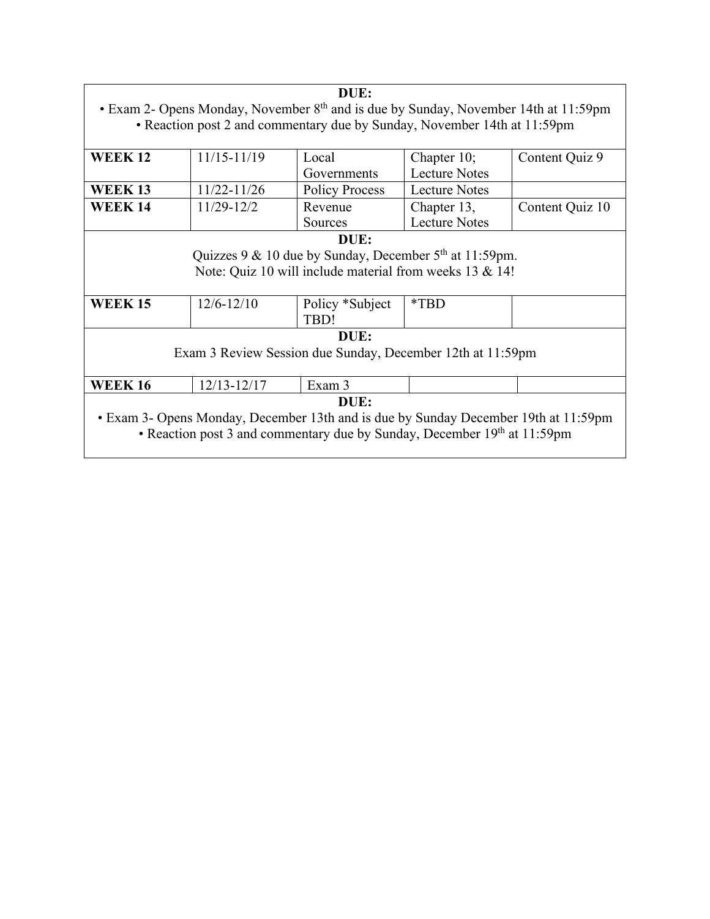| | | | | |
|---|---|---|---|---|
| **DUE:**<br>• Exam 2- Opens Monday, November 8th and is due by Sunday, November 14th at 11:59pm<br>• Reaction post 2 and commentary due by Sunday, November 14th at 11:59pm | | | | |
| **WEEK 12** | 11/15-11/19 | Local Governments | Chapter 10; Lecture Notes | Content Quiz 9 |
| **WEEK 13** | 11/22-11/26 | Policy Process | Lecture Notes | |
| **WEEK 14** | 11/29-12/2 | Revenue Sources | Chapter 13, Lecture Notes | Content Quiz 10 |
| **DUE:**<br>Quizzes 9 & 10 due by Sunday, December 5th at 11:59pm.<br>Note: Quiz 10 will include material from weeks 13 & 14! | | | | |
| **WEEK 15** | 12/6-12/10 | Policy *Subject TBD! | *TBD | |
| **DUE:**<br>Exam 3 Review Session due Sunday, December 12th at 11:59pm | | | | |
| **WEEK 16** | 12/13-12/17 | Exam 3 | | |
| **DUE:**<br>• Exam 3- Opens Monday, December 13th and is due by Sunday December 19th at 11:59pm<br>• Reaction post 3 and commentary due by Sunday, December 19th at 11:59pm | | | | |